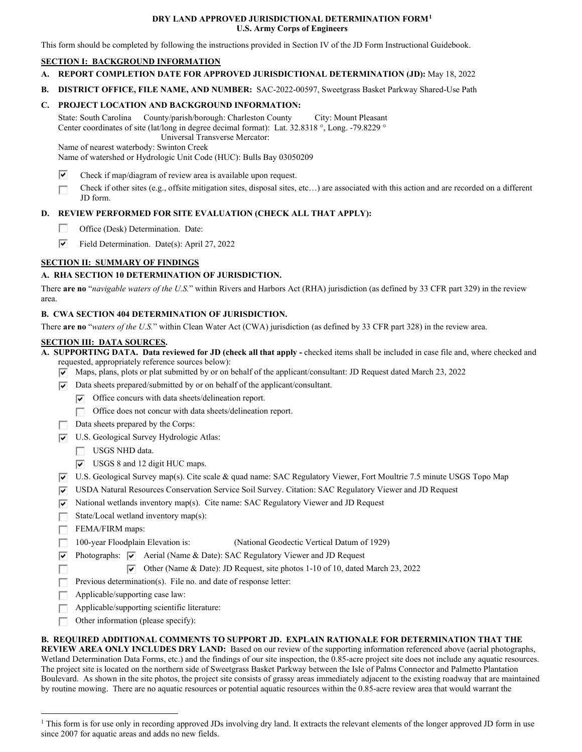# DRY LAND APPROVED JURISDICTIONAL DETERMINATION FORM[1]

**U.S. Army Corps of Engineers**

This form should be completed by following the instructions provided in Section IV of the JD Form Instructional Guidebook.

## SECTION I: BACKGROUND INFORMATION

**A. REPORT COMPLETION DATE FOR APPROVED JURISDICTIONAL DETERMINATION (JD):** May 18, 2022

**B. DISTRICT OFFICE, FILE NAME, AND NUMBER:** SAC-2022-00597, Sweetgrass Basket Parkway Shared-Use Path

**C. PROJECT LOCATION AND BACKGROUND INFORMATION:**

State: South Carolina County/parish/borough: Charleston County City: Mount Pleasant
Center coordinates of site (lat/long in degree decimal format): Lat. 32.8318 °, Long. -79.8229 °
Universal Transverse Mercator:
Name of nearest waterbody: Swinton Creek
Name of watershed or Hydrologic Unit Code (HUC): Bulls Bay 03050209

- [x] Check if map/diagram of review area is available upon request.
- [ ] Check if other sites (e.g., offsite mitigation sites, disposal sites, etc…) are associated with this action and are recorded on a different JD form.

**D. REVIEW PERFORMED FOR SITE EVALUATION (CHECK ALL THAT APPLY):**

- [ ] Office (Desk) Determination. Date:
- [x] Field Determination. Date(s): April 27, 2022

## SECTION II: SUMMARY OF FINDINGS

**A. RHA SECTION 10 DETERMINATION OF JURISDICTION.**

There **are no** "*navigable waters of the U.S.*" within Rivers and Harbors Act (RHA) jurisdiction (as defined by 33 CFR part 329) in the review area.

**B. CWA SECTION 404 DETERMINATION OF JURISDICTION.**

There **are no** "*waters of the U.S.*" within Clean Water Act (CWA) jurisdiction (as defined by 33 CFR part 328) in the review area.

## SECTION III: DATA SOURCES.

**A. SUPPORTING DATA. Data reviewed for JD (check all that apply -** checked items shall be included in case file and, where checked and requested, appropriately reference sources below):

- [x] Maps, plans, plots or plat submitted by or on behalf of the applicant/consultant: JD Request dated March 23, 2022
- [x] Data sheets prepared/submitted by or on behalf of the applicant/consultant.
  - [x] Office concurs with data sheets/delineation report.
  - [ ] Office does not concur with data sheets/delineation report.
- [ ] Data sheets prepared by the Corps:
- [x] U.S. Geological Survey Hydrologic Atlas:
  - [ ] USGS NHD data.
  - [x] USGS 8 and 12 digit HUC maps.
- [x] U.S. Geological Survey map(s). Cite scale & quad name: SAC Regulatory Viewer, Fort Moultrie 7.5 minute USGS Topo Map
- [x] USDA Natural Resources Conservation Service Soil Survey. Citation: SAC Regulatory Viewer and JD Request
- [x] National wetlands inventory map(s). Cite name: SAC Regulatory Viewer and JD Request
- [ ] State/Local wetland inventory map(s):
- [ ] FEMA/FIRM maps:
- [ ] 100-year Floodplain Elevation is: (National Geodectic Vertical Datum of 1929)
- [x] Photographs: [x] Aerial (Name & Date): SAC Regulatory Viewer and JD Request
- [ ] [x] Other (Name & Date): JD Request, site photos 1-10 of 10, dated March 23, 2022
- [ ] Previous determination(s). File no. and date of response letter:
- [ ] Applicable/supporting case law:
- [ ] Applicable/supporting scientific literature:
- [ ] Other information (please specify):

**B. REQUIRED ADDITIONAL COMMENTS TO SUPPORT JD. EXPLAIN RATIONALE FOR DETERMINATION THAT THE REVIEW AREA ONLY INCLUDES DRY LAND:** Based on our review of the supporting information referenced above (aerial photographs, Wetland Determination Data Forms, etc.) and the findings of our site inspection, the 0.85-acre project site does not include any aquatic resources. The project site is located on the northern side of Sweetgrass Basket Parkway between the Isle of Palms Connector and Palmetto Plantation Boulevard. As shown in the site photos, the project site consists of grassy areas immediately adjacent to the existing roadway that are maintained by routine mowing. There are no aquatic resources or potential aquatic resources within the 0.85-acre review area that would warrant the

[1] This form is for use only in recording approved JDs involving dry land. It extracts the relevant elements of the longer approved JD form in use since 2007 for aquatic areas and adds no new fields.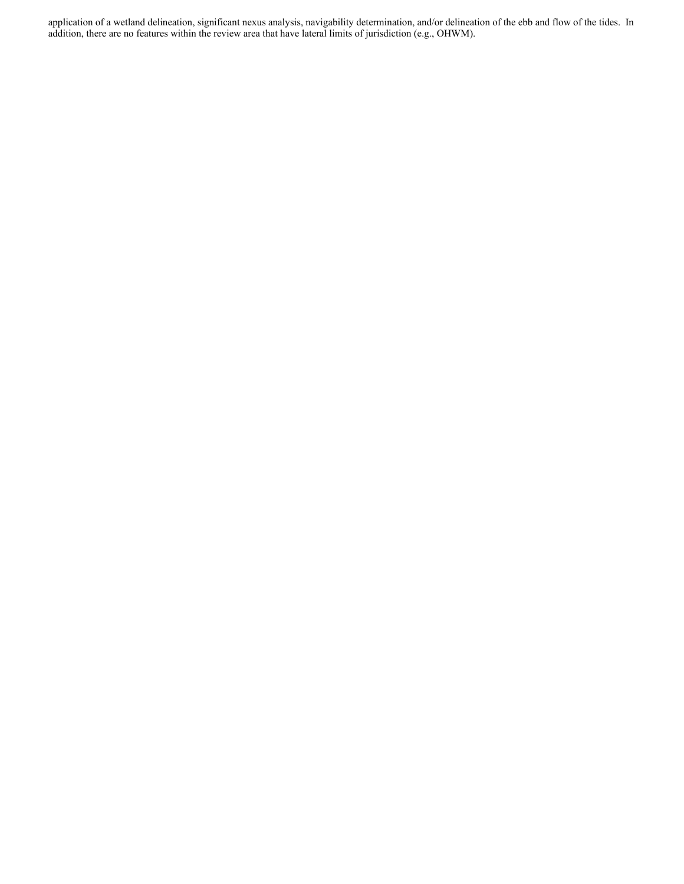application of a wetland delineation, significant nexus analysis, navigability determination, and/or delineation of the ebb and flow of the tides. In addition, there are no features within the review area that have lateral limits of jurisdiction (e.g., OHWM).